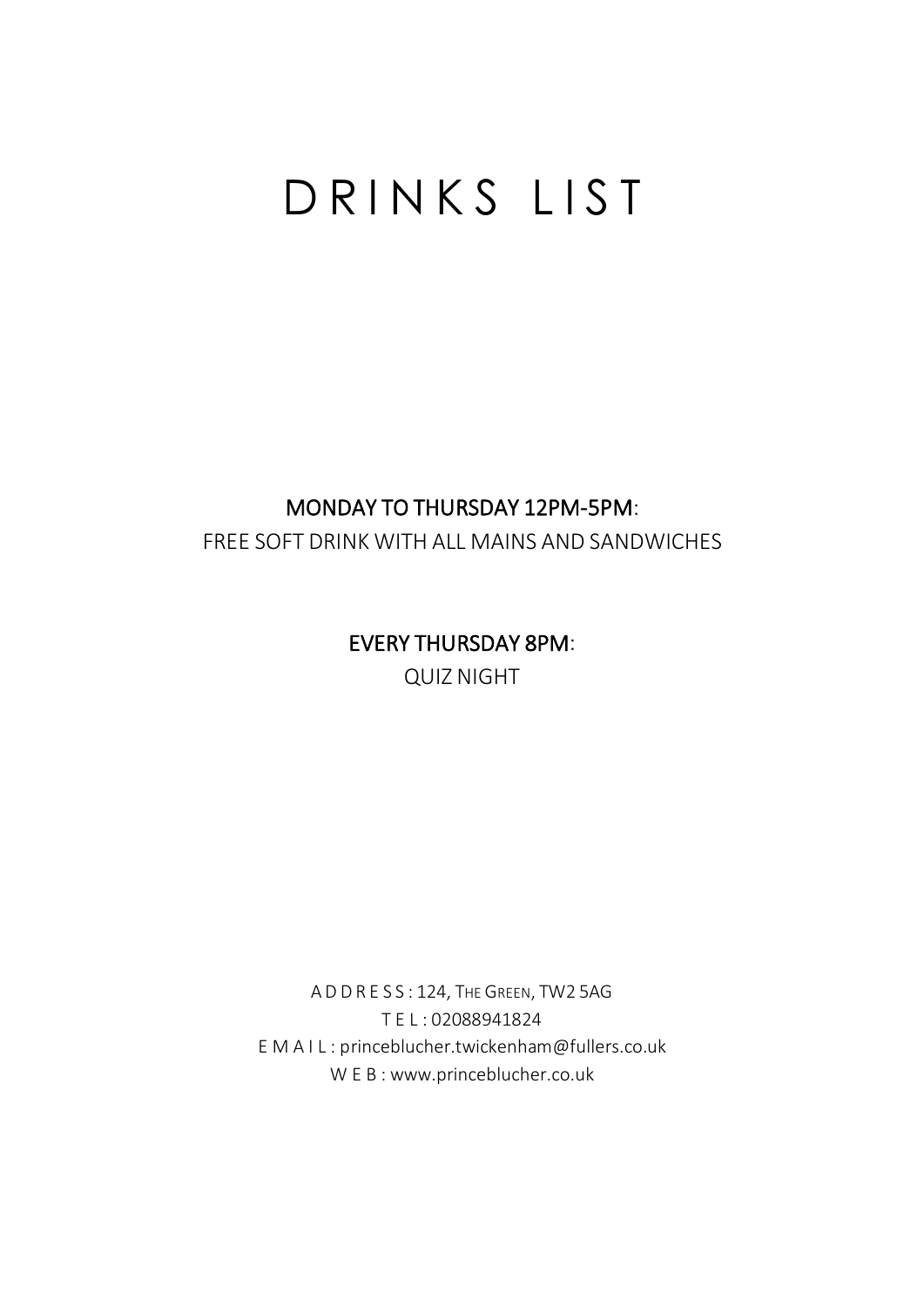# DRINKS LIST

**MONDAY TO THURSDAY 12PM-5PM**:

FREE SOFT DRINK WITH ALL MAINS AND SANDWICHES

**EVERY THURSDAY 8PM**:

QUIZ NIGHT

ADDRESS : 124, THE GREEN, TW2 5AG

TEL : 02088941824

EMAIL : princeblucher.twickenham@fullers.co.uk

WEB : www.princeblucher.co.uk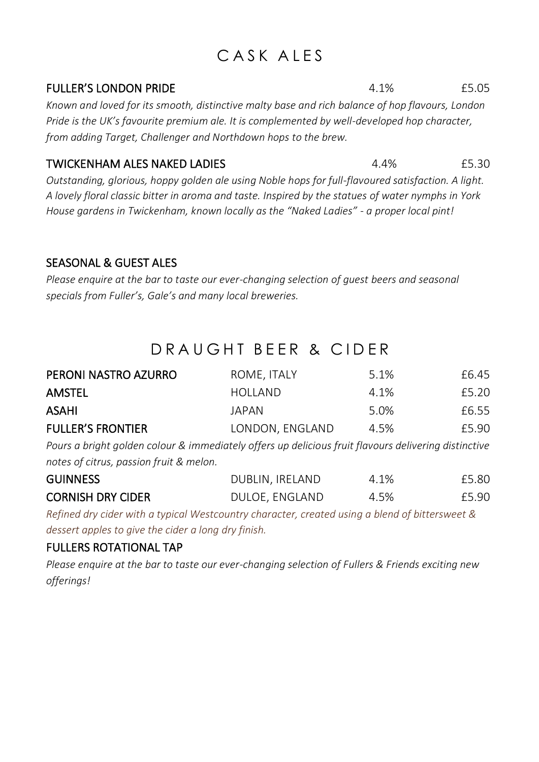# CASK ALES

**FULLER'S LONDON PRIDE** 4.1% £5.05

*Known and loved for its smooth, distinctive malty base and rich balance of hop flavours, London Pride is the UK's favourite premium ale. It is complemented by well-developed hop character, from adding Target, Challenger and Northdown hops to the brew.*

**TWICKENHAM ALES NAKED LADIES** 4.4% £5.30

*Outstanding, glorious, hoppy golden ale using Noble hops for full-flavoured satisfaction. A light. A lovely floral classic bitter in aroma and taste. Inspired by the statues of water nymphs in York House gardens in Twickenham, known locally as the "Naked Ladies" - a proper local pint!*

**SEASONAL & GUEST ALES**

*Please enquire at the bar to taste our ever-changing selection of guest beers and seasonal specials from Fuller's, Gale's and many local breweries.*

# DRAUGHT BEER & CIDER

| | | | |
|---|---|---|---|
| **PERONI NASTRO AZURRO** | ROME, ITALY | 5.1% | £6.45 |
| **AMSTEL** | HOLLAND | 4.1% | £5.20 |
| **ASAHI** | JAPAN | 5.0% | £6.55 |
| **FULLER'S FRONTIER** | LONDON, ENGLAND | 4.5% | £5.90 |

*Pours a bright golden colour & immediately offers up delicious fruit flavours delivering distinctive notes of citrus, passion fruit & melon.*

| | | | |
|---|---|---|---|
| **GUINNESS** | DUBLIN, IRELAND | 4.1% | £5.80 |
| **CORNISH DRY CIDER** | DULOE, ENGLAND | 4.5% | £5.90 |

*Refined dry cider with a typical Westcountry character, created using a blend of bittersweet & dessert apples to give the cider a long dry finish.*

**FULLERS ROTATIONAL TAP**

*Please enquire at the bar to taste our ever-changing selection of Fullers & Friends exciting new offerings!*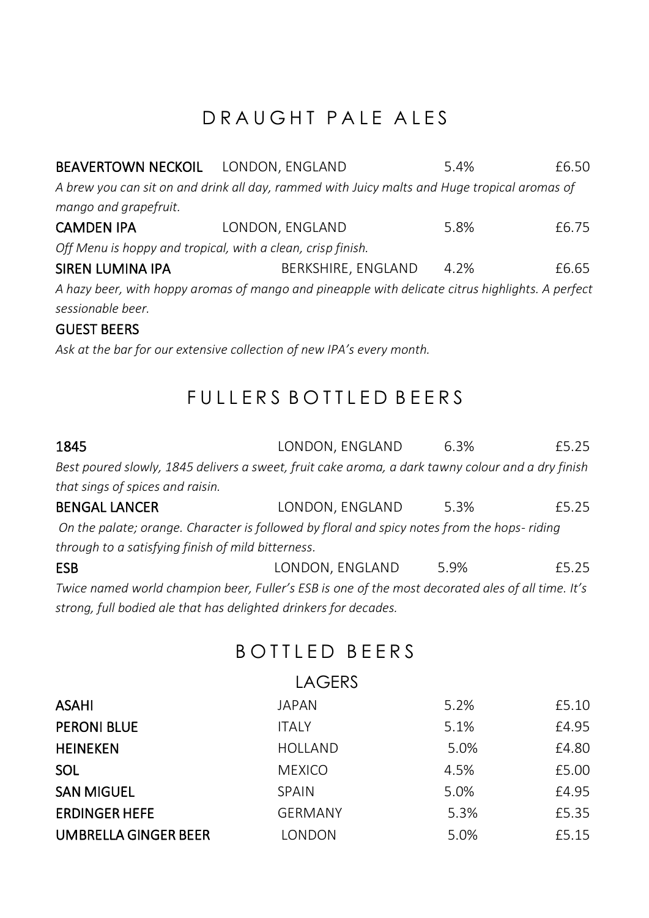# DRAUGHT PALE ALES

**BEAVERTOWN NECKOIL** LONDON, ENGLAND 5.4% £6.50

*A brew you can sit on and drink all day, rammed with Juicy malts and Huge tropical aromas of mango and grapefruit.*

**CAMDEN IPA** LONDON, ENGLAND 5.8% £6.75

*Off Menu is hoppy and tropical, with a clean, crisp finish.*

**SIREN LUMINA IPA** BERKSHIRE, ENGLAND 4.2% £6.65

*A hazy beer, with hoppy aromas of mango and pineapple with delicate citrus highlights. A perfect sessionable beer.*

**GUEST BEERS**

*Ask at the bar for our extensive collection of new IPA's every month.*

# FULLERS BOTTLED BEERS

**1845** LONDON, ENGLAND 6.3% £5.25

*Best poured slowly, 1845 delivers a sweet, fruit cake aroma, a dark tawny colour and a dry finish that sings of spices and raisin.*

**BENGAL LANCER** LONDON, ENGLAND 5.3% £5.25

*On the palate; orange. Character is followed by floral and spicy notes from the hops- riding through to a satisfying finish of mild bitterness.*

**ESB** LONDON, ENGLAND 5.9% £5.25

*Twice named world champion beer, Fuller's ESB is one of the most decorated ales of all time. It's strong, full bodied ale that has delighted drinkers for decades.*

# BOTTLED BEERS

## LAGERS

| | | | |
|---|---|---|---|
| **ASAHI** | JAPAN | 5.2% | £5.10 |
| **PERONI BLUE** | ITALY | 5.1% | £4.95 |
| **HEINEKEN** | HOLLAND | 5.0% | £4.80 |
| **SOL** | MEXICO | 4.5% | £5.00 |
| **SAN MIGUEL** | SPAIN | 5.0% | £4.95 |
| **ERDINGER HEFE** | GERMANY | 5.3% | £5.35 |
| **UMBRELLA GINGER BEER** | LONDON | 5.0% | £5.15 |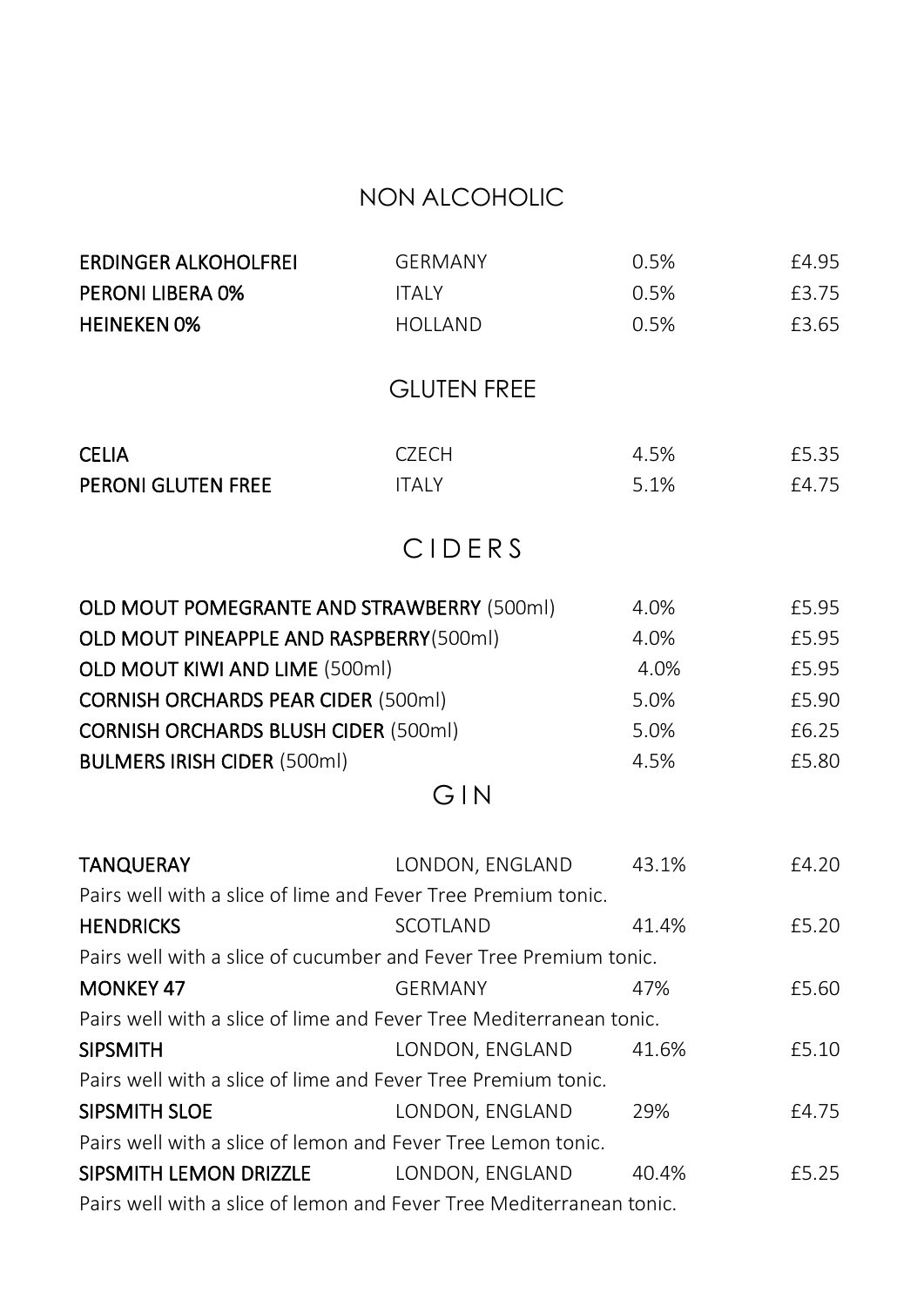## NON ALCOHOLIC

| | | | |
|---|---|---|---|
| **ERDINGER ALKOHOLFREI** | GERMANY | 0.5% | £4.95 |
| **PERONI LIBERA 0%** | ITALY | 0.5% | £3.75 |
| **HEINEKEN 0%** | HOLLAND | 0.5% | £3.65 |

## GLUTEN FREE

| | | | |
|---|---|---|---|
| **CELIA** | CZECH | 4.5% | £5.35 |
| **PERONI GLUTEN FREE** | ITALY | 5.1% | £4.75 |

## CIDERS

| | | |
|---|---|---|
| **OLD MOUT POMEGRANTE AND STRAWBERRY** (500ml) | 4.0% | £5.95 |
| **OLD MOUT PINEAPPLE AND RASPBERRY**(500ml) | 4.0% | £5.95 |
| **OLD MOUT KIWI AND LIME** (500ml) | 4.0% | £5.95 |
| **CORNISH ORCHARDS PEAR CIDER** (500ml) | 5.0% | £5.90 |
| **CORNISH ORCHARDS BLUSH CIDER** (500ml) | 5.0% | £6.25 |
| **BULMERS IRISH CIDER** (500ml) | 4.5% | £5.80 |

## GIN

| | | | |
|---|---|---|---|
| **TANQUERAY** | LONDON, ENGLAND | 43.1% | £4.20 |
| Pairs well with a slice of lime and Fever Tree Premium tonic. | | | |
| **HENDRICKS** | SCOTLAND | 41.4% | £5.20 |
| Pairs well with a slice of cucumber and Fever Tree Premium tonic. | | | |
| **MONKEY 47** | GERMANY | 47% | £5.60 |
| Pairs well with a slice of lime and Fever Tree Mediterranean tonic. | | | |
| **SIPSMITH** | LONDON, ENGLAND | 41.6% | £5.10 |
| Pairs well with a slice of lime and Fever Tree Premium tonic. | | | |
| **SIPSMITH SLOE** | LONDON, ENGLAND | 29% | £4.75 |
| Pairs well with a slice of lemon and Fever Tree Lemon tonic. | | | |
| **SIPSMITH LEMON DRIZZLE** | LONDON, ENGLAND | 40.4% | £5.25 |
| Pairs well with a slice of lemon and Fever Tree Mediterranean tonic. | | | |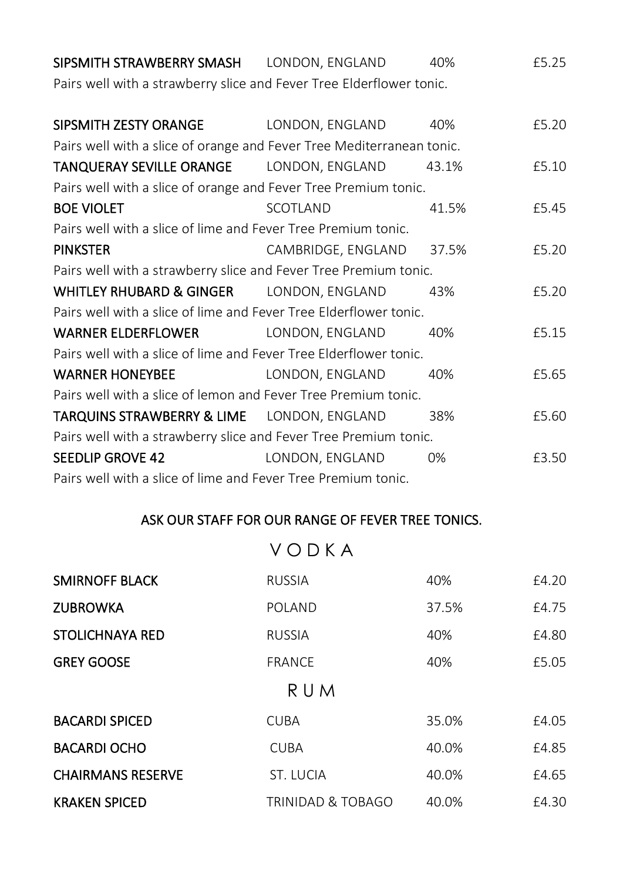| | | | |
|---|---|---|---|
| **SIPSMITH STRAWBERRY SMASH** | LONDON, ENGLAND | 40% | £5.25 |

Pairs well with a strawberry slice and Fever Tree Elderflower tonic.

| | | | |
|---|---|---|---|
| **SIPSMITH ZESTY ORANGE** | LONDON, ENGLAND | 40% | £5.20 |

Pairs well with a slice of orange and Fever Tree Mediterranean tonic.

| | | | |
|---|---|---|---|
| **TANQUERAY SEVILLE ORANGE** | LONDON, ENGLAND | 43.1% | £5.10 |

Pairs well with a slice of orange and Fever Tree Premium tonic.

| | | | |
|---|---|---|---|
| **BOE VIOLET** | SCOTLAND | 41.5% | £5.45 |

Pairs well with a slice of lime and Fever Tree Premium tonic.

| | | | |
|---|---|---|---|
| **PINKSTER** | CAMBRIDGE, ENGLAND | 37.5% | £5.20 |

Pairs well with a strawberry slice and Fever Tree Premium tonic.

| | | | |
|---|---|---|---|
| **WHITLEY RHUBARD & GINGER** | LONDON, ENGLAND | 43% | £5.20 |

Pairs well with a slice of lime and Fever Tree Elderflower tonic.

| | | | |
|---|---|---|---|
| **WARNER ELDERFLOWER** | LONDON, ENGLAND | 40% | £5.15 |

Pairs well with a slice of lime and Fever Tree Elderflower tonic.

| | | | |
|---|---|---|---|
| **WARNER HONEYBEE** | LONDON, ENGLAND | 40% | £5.65 |

Pairs well with a slice of lemon and Fever Tree Premium tonic.

| | | | |
|---|---|---|---|
| **TARQUINS STRAWBERRY & LIME** | LONDON, ENGLAND | 38% | £5.60 |

Pairs well with a strawberry slice and Fever Tree Premium tonic.

| | | | |
|---|---|---|---|
| **SEEDLIP GROVE 42** | LONDON, ENGLAND | 0% | £3.50 |

Pairs well with a slice of lime and Fever Tree Premium tonic.

**ASK OUR STAFF FOR OUR RANGE OF FEVER TREE TONICS.**

## VODKA

| | | | |
|---|---|---|---|
| **SMIRNOFF BLACK** | RUSSIA | 40% | £4.20 |
| **ZUBROWKA** | POLAND | 37.5% | £4.75 |
| **STOLICHNAYA RED** | RUSSIA | 40% | £4.80 |
| **GREY GOOSE** | FRANCE | 40% | £5.05 |

## RUM

| | | | |
|---|---|---|---|
| **BACARDI SPICED** | CUBA | 35.0% | £4.05 |
| **BACARDI OCHO** | CUBA | 40.0% | £4.85 |
| **CHAIRMANS RESERVE** | ST. LUCIA | 40.0% | £4.65 |
| **KRAKEN SPICED** | TRINIDAD & TOBAGO | 40.0% | £4.30 |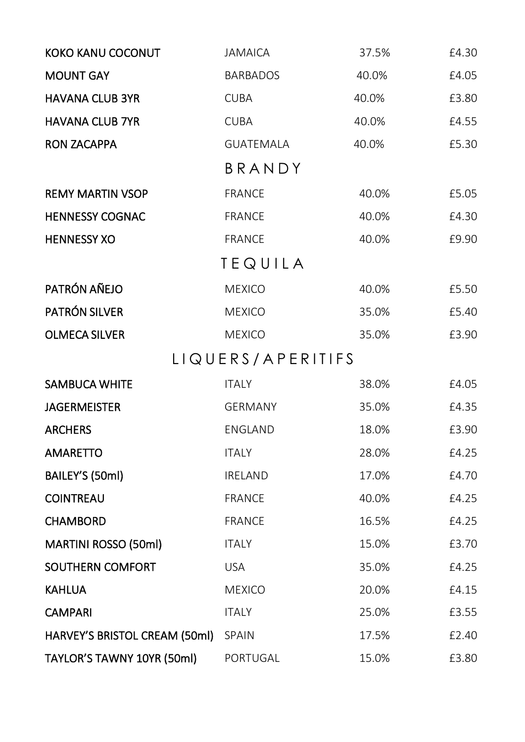| | | | |
|---|---|---|---|
| **KOKO KANU COCONUT** | JAMAICA | 37.5% | £4.30 |
| **MOUNT GAY** | BARBADOS | 40.0% | £4.05 |
| **HAVANA CLUB 3YR** | CUBA | 40.0% | £3.80 |
| **HAVANA CLUB 7YR** | CUBA | 40.0% | £4.55 |
| **RON ZACAPPA** | GUATEMALA | 40.0% | £5.30 |

## BRANDY

| | | | |
|---|---|---|---|
| **REMY MARTIN VSOP** | FRANCE | 40.0% | £5.05 |
| **HENNESSY COGNAC** | FRANCE | 40.0% | £4.30 |
| **HENNESSY XO** | FRANCE | 40.0% | £9.90 |

## TEQUILA

| | | | |
|---|---|---|---|
| **PATRÓN AÑEJO** | MEXICO | 40.0% | £5.50 |
| **PATRÓN SILVER** | MEXICO | 35.0% | £5.40 |
| **OLMECA SILVER** | MEXICO | 35.0% | £3.90 |

## LIQUERS/APERITIFS

| | | | |
|---|---|---|---|
| **SAMBUCA WHITE** | ITALY | 38.0% | £4.05 |
| **JAGERMEISTER** | GERMANY | 35.0% | £4.35 |
| **ARCHERS** | ENGLAND | 18.0% | £3.90 |
| **AMARETTO** | ITALY | 28.0% | £4.25 |
| **BAILEY'S (50ml)** | IRELAND | 17.0% | £4.70 |
| **COINTREAU** | FRANCE | 40.0% | £4.25 |
| **CHAMBORD** | FRANCE | 16.5% | £4.25 |
| **MARTINI ROSSO (50ml)** | ITALY | 15.0% | £3.70 |
| **SOUTHERN COMFORT** | USA | 35.0% | £4.25 |
| **KAHLUA** | MEXICO | 20.0% | £4.15 |
| **CAMPARI** | ITALY | 25.0% | £3.55 |
| **HARVEY'S BRISTOL CREAM (50ml)** | SPAIN | 17.5% | £2.40 |
| **TAYLOR'S TAWNY 10YR (50ml)** | PORTUGAL | 15.0% | £3.80 |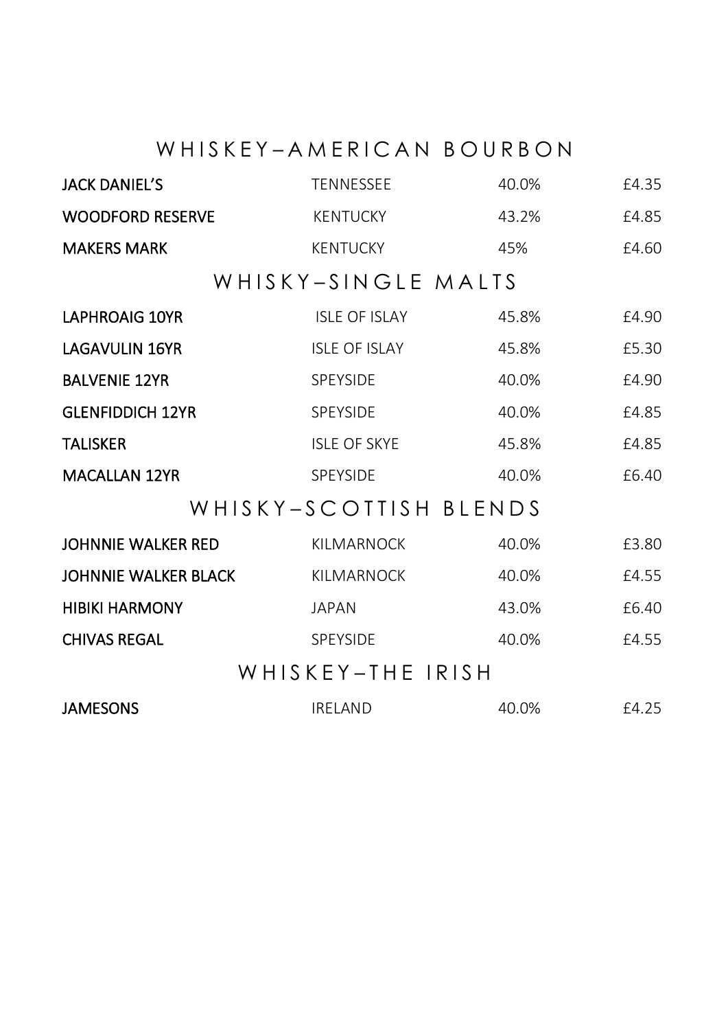## WHISKEY – AMERICAN BOURBON

| | | | |
|---|---|---|---|
| **JACK DANIEL'S** | TENNESSEE | 40.0% | £4.35 |
| **WOODFORD RESERVE** | KENTUCKY | 43.2% | £4.85 |
| **MAKERS MARK** | KENTUCKY | 45% | £4.60 |

## WHISKY – SINGLE MALTS

| | | | |
|---|---|---|---|
| **LAPHROAIG 10YR** | ISLE OF ISLAY | 45.8% | £4.90 |
| **LAGAVULIN 16YR** | ISLE OF ISLAY | 45.8% | £5.30 |
| **BALVENIE 12YR** | SPEYSIDE | 40.0% | £4.90 |
| **GLENFIDDICH 12YR** | SPEYSIDE | 40.0% | £4.85 |
| **TALISKER** | ISLE OF SKYE | 45.8% | £4.85 |
| **MACALLAN 12YR** | SPEYSIDE | 40.0% | £6.40 |

## WHISKY – SCOTTISH BLENDS

| | | | |
|---|---|---|---|
| **JOHNNIE WALKER RED** | KILMARNOCK | 40.0% | £3.80 |
| **JOHNNIE WALKER BLACK** | KILMARNOCK | 40.0% | £4.55 |
| **HIBIKI HARMONY** | JAPAN | 43.0% | £6.40 |
| **CHIVAS REGAL** | SPEYSIDE | 40.0% | £4.55 |

## WHISKEY – THE IRISH

| | | | |
|---|---|---|---|
| **JAMESONS** | IRELAND | 40.0% | £4.25 |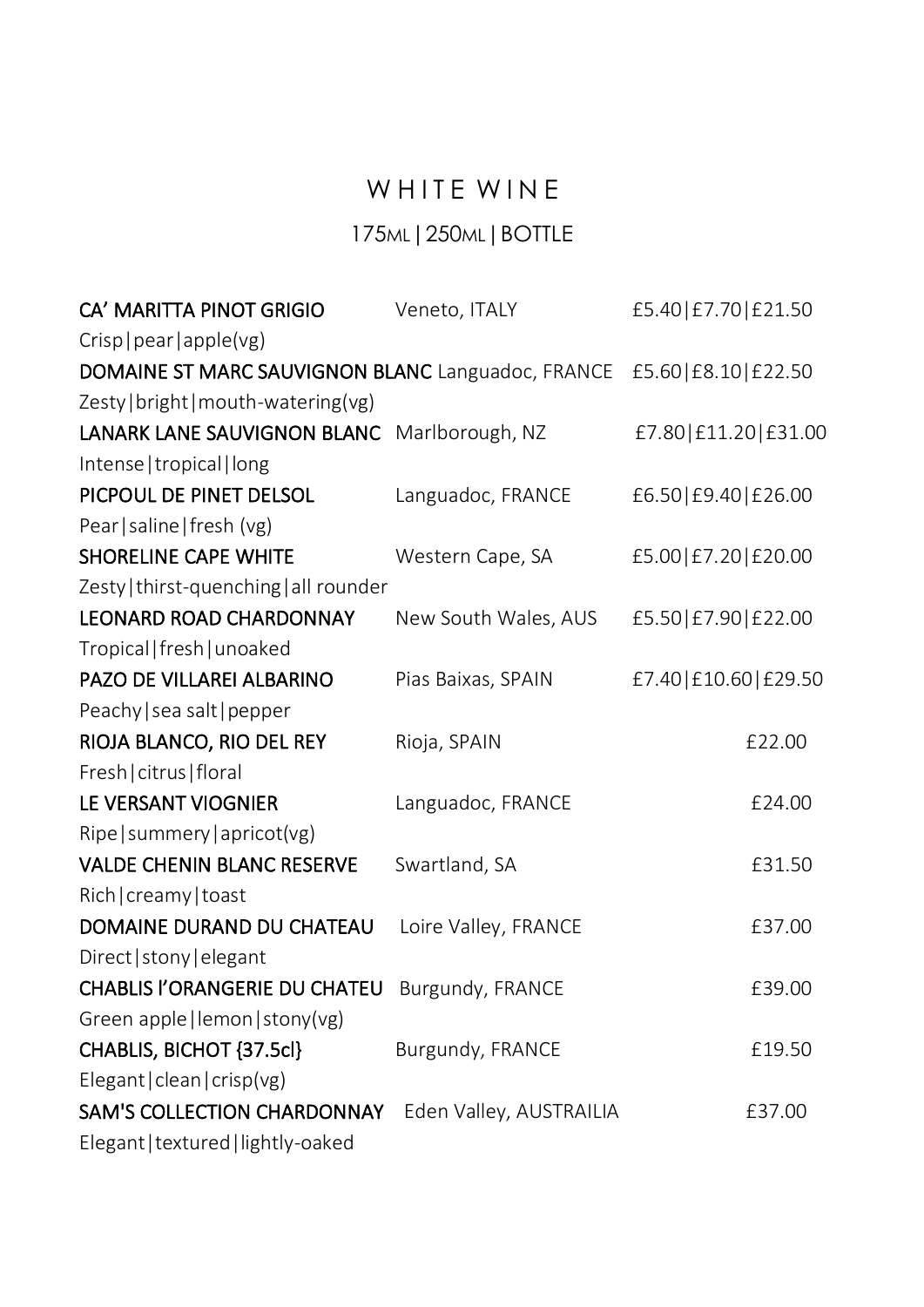# WHITE WINE

## 175ML | 250ML | BOTTLE

| Wine | Region | Price |
|---|---|---|
| **CA' MARITTA PINOT GRIGIO**<br>Crisp\|pear\|apple(vg) | Veneto, ITALY | £5.40\|£7.70\|£21.50 |
| **DOMAINE ST MARC SAUVIGNON BLANC**<br>Zesty\|bright\|mouth-watering(vg) | Languadoc, FRANCE | £5.60\|£8.10\|£22.50 |
| **LANARK LANE SAUVIGNON BLANC**<br>Intense\|tropical\|long | Marlborough, NZ | £7.80\|£11.20\|£31.00 |
| **PICPOUL DE PINET DELSOL**<br>Pear\|saline\|fresh (vg) | Languadoc, FRANCE | £6.50\|£9.40\|£26.00 |
| **SHORELINE CAPE WHITE**<br>Zesty\|thirst-quenching\|all rounder | Western Cape, SA | £5.00\|£7.20\|£20.00 |
| **LEONARD ROAD CHARDONNAY**<br>Tropical\|fresh\|unoaked | New South Wales, AUS | £5.50\|£7.90\|£22.00 |
| **PAZO DE VILLAREI ALBARINO**<br>Peachy\|sea salt\|pepper | Pias Baixas, SPAIN | £7.40\|£10.60\|£29.50 |
| **RIOJA BLANCO, RIO DEL REY**<br>Fresh\|citrus\|floral | Rioja, SPAIN | £22.00 |
| **LE VERSANT VIOGNIER**<br>Ripe\|summery\|apricot(vg) | Languadoc, FRANCE | £24.00 |
| **VALDE CHENIN BLANC RESERVE**<br>Rich\|creamy\|toast | Swartland, SA | £31.50 |
| **DOMAINE DURAND DU CHATEAU**<br>Direct\|stony\|elegant | Loire Valley, FRANCE | £37.00 |
| **CHABLIS l'ORANGERIE DU CHATEU**<br>Green apple\|lemon\|stony(vg) | Burgundy, FRANCE | £39.00 |
| **CHABLIS, BICHOT {37.5cl}**<br>Elegant\|clean\|crisp(vg) | Burgundy, FRANCE | £19.50 |
| **SAM'S COLLECTION CHARDONNAY**<br>Elegant\|textured\|lightly-oaked | Eden Valley, AUSTRAILIA | £37.00 |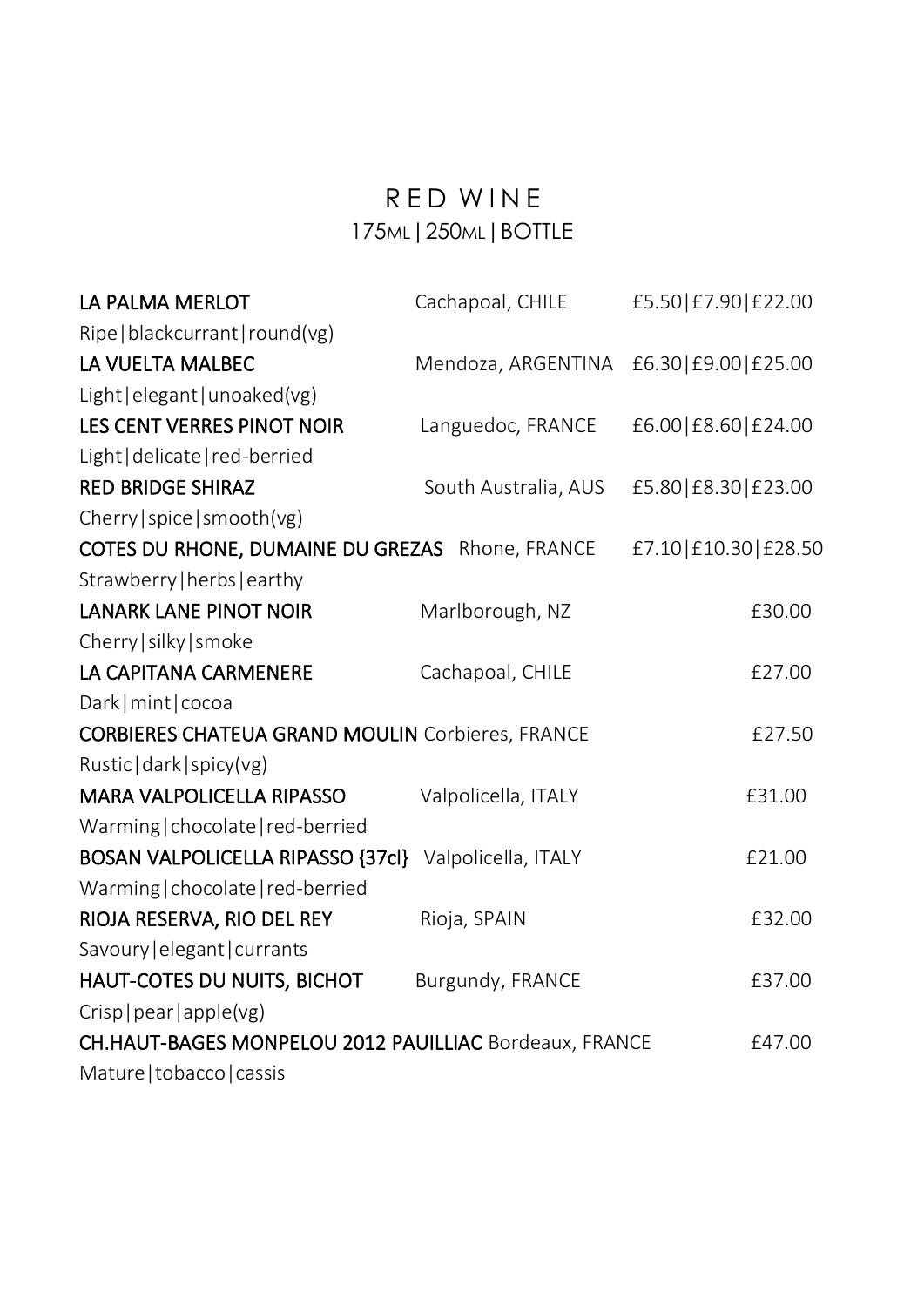# RED WINE

175ML | 250ML | BOTTLE

| Wine | Region | Price |
| --- | --- | --- |
| **LA PALMA MERLOT**<br>Ripe\|blackcurrant\|round(vg) | Cachapoal, CHILE | £5.50\|£7.90\|£22.00 |
| **LA VUELTA MALBEC**<br>Light\|elegant\|unoaked(vg) | Mendoza, ARGENTINA | £6.30\|£9.00\|£25.00 |
| **LES CENT VERRES PINOT NOIR**<br>Light\|delicate\|red-berried | Languedoc, FRANCE | £6.00\|£8.60\|£24.00 |
| **RED BRIDGE SHIRAZ**<br>Cherry\|spice\|smooth(vg) | South Australia, AUS | £5.80\|£8.30\|£23.00 |
| **COTES DU RHONE, DUMAINE DU GREZAS**<br>Strawberry\|herbs\|earthy | Rhone, FRANCE | £7.10\|£10.30\|£28.50 |
| **LANARK LANE PINOT NOIR**<br>Cherry\|silky\|smoke | Marlborough, NZ | £30.00 |
| **LA CAPITANA CARMENERE**<br>Dark\|mint\|cocoa | Cachapoal, CHILE | £27.00 |
| **CORBIERES CHATEUA GRAND MOULIN**<br>Rustic\|dark\|spicy(vg) | Corbieres, FRANCE | £27.50 |
| **MARA VALPOLICELLA RIPASSO**<br>Warming\|chocolate\|red-berried | Valpolicella, ITALY | £31.00 |
| **BOSAN VALPOLICELLA RIPASSO {37cl}**<br>Warming\|chocolate\|red-berried | Valpolicella, ITALY | £21.00 |
| **RIOJA RESERVA, RIO DEL REY**<br>Savoury\|elegant\|currants | Rioja, SPAIN | £32.00 |
| **HAUT-COTES DU NUITS, BICHOT**<br>Crisp\|pear\|apple(vg) | Burgundy, FRANCE | £37.00 |
| **CH.HAUT-BAGES MONPELOU 2012 PAUILLIAC**<br>Mature\|tobacco\|cassis | Bordeaux, FRANCE | £47.00 |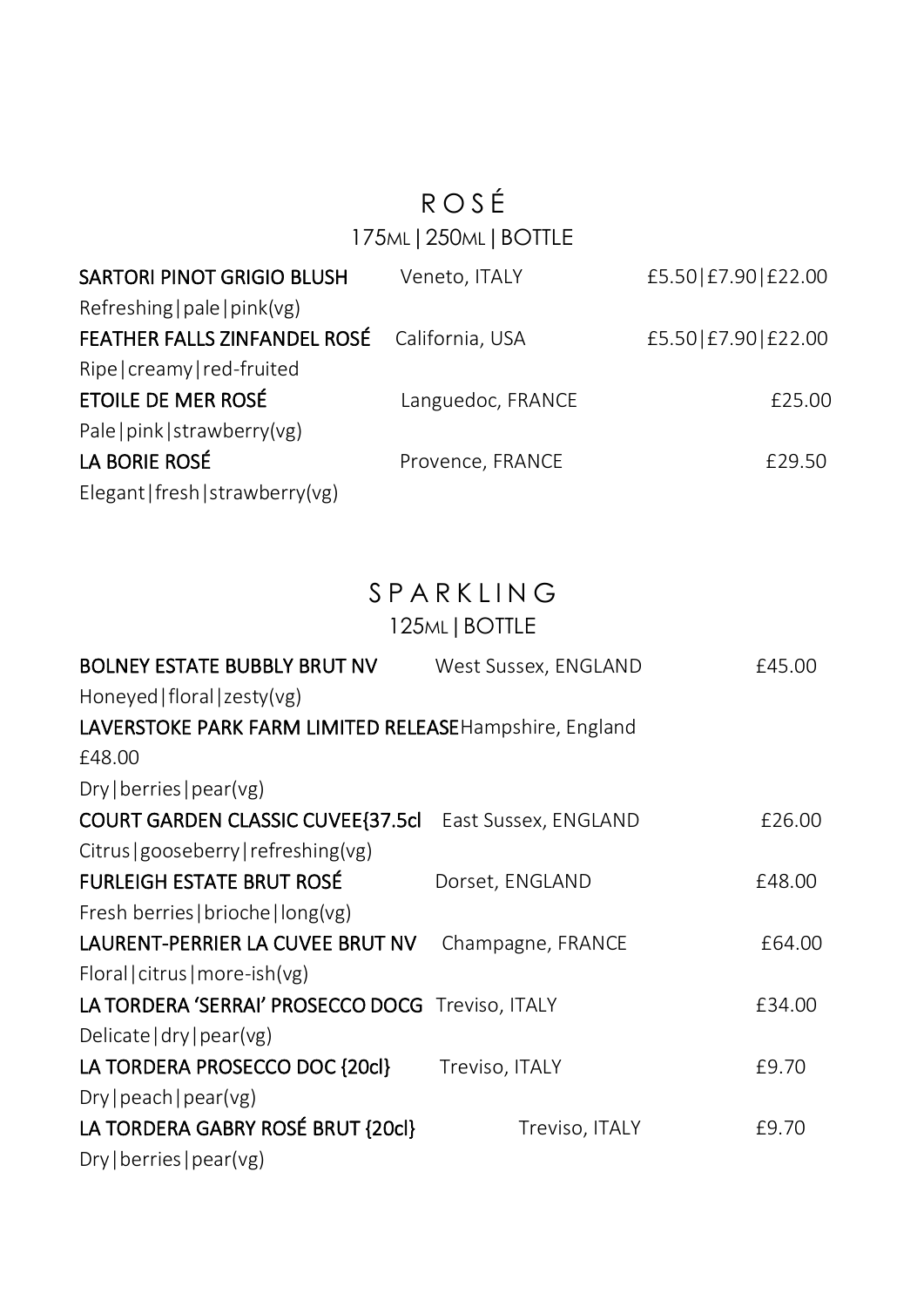## ROSÉ

175ML | 250ML | BOTTLE

**SARTORI PINOT GRIGIO BLUSH** Veneto, ITALY £5.50|£7.90|£22.00
Refreshing|pale|pink(vg)

**FEATHER FALLS ZINFANDEL ROSÉ** California, USA £5.50|£7.90|£22.00
Ripe|creamy|red-fruited

**ETOILE DE MER ROSÉ** Languedoc, FRANCE £25.00
Pale|pink|strawberry(vg)

**LA BORIE ROSÉ** Provence, FRANCE £29.50
Elegant|fresh|strawberry(vg)

## SPARKLING

125ML | BOTTLE

**BOLNEY ESTATE BUBBLY BRUT NV** West Sussex, ENGLAND £45.00
Honeyed|floral|zesty(vg)

**LAVERSTOKE PARK FARM LIMITED RELEASE** Hampshire, England
£48.00
Dry|berries|pear(vg)

**COURT GARDEN CLASSIC CUVEE{37.5cl** East Sussex, ENGLAND £26.00
Citrus|gooseberry|refreshing(vg)

**FURLEIGH ESTATE BRUT ROSÉ** Dorset, ENGLAND £48.00
Fresh berries|brioche|long(vg)

**LAURENT-PERRIER LA CUVEE BRUT NV** Champagne, FRANCE £64.00
Floral|citrus|more-ish(vg)

**LA TORDERA 'SERRAI' PROSECCO DOCG** Treviso, ITALY £34.00
Delicate|dry|pear(vg)

**LA TORDERA PROSECCO DOC {20cl}** Treviso, ITALY £9.70
Dry|peach|pear(vg)

**LA TORDERA GABRY ROSÉ BRUT {20cl}** Treviso, ITALY £9.70
Dry|berries|pear(vg)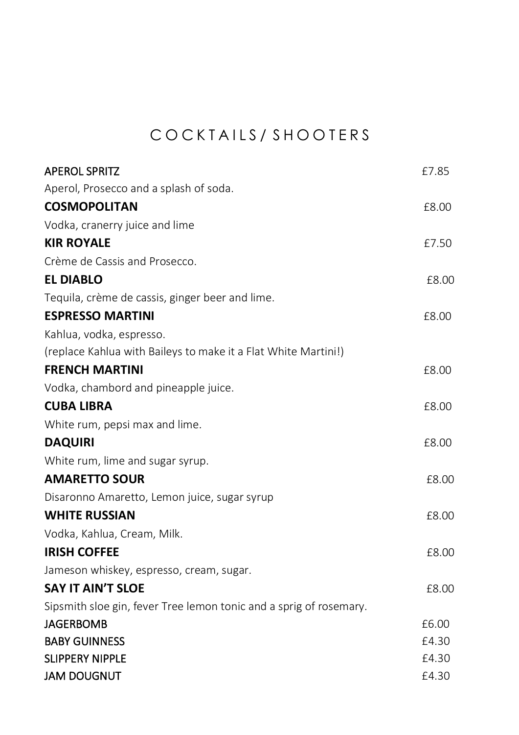# C O C K T A I L S / S H O O T E R S

**APEROL SPRITZ** £7.85

Aperol, Prosecco and a splash of soda.

**COSMOPOLITAN** £8.00

Vodka, cranerry juice and lime

**KIR ROYALE** £7.50

Crème de Cassis and Prosecco.

**EL DIABLO** £8.00

Tequila, crème de cassis, ginger beer and lime.

**ESPRESSO MARTINI** £8.00

Kahlua, vodka, espresso.
(replace Kahlua with Baileys to make it a Flat White Martini!)

**FRENCH MARTINI** £8.00

Vodka, chambord and pineapple juice.

**CUBA LIBRA** £8.00

White rum, pepsi max and lime.

**DAQUIRI** £8.00

White rum, lime and sugar syrup.

**AMARETTO SOUR** £8.00

Disaronno Amaretto, Lemon juice, sugar syrup

**WHITE RUSSIAN** £8.00

Vodka, Kahlua, Cream, Milk.

**IRISH COFFEE** £8.00

Jameson whiskey, espresso, cream, sugar.

**SAY IT AIN'T SLOE** £8.00

Sipsmith sloe gin, fever Tree lemon tonic and a sprig of rosemary.

**JAGERBOMB** £6.00

**BABY GUINNESS** £4.30

**SLIPPERY NIPPLE** £4.30

**JAM DOUGNUT** £4.30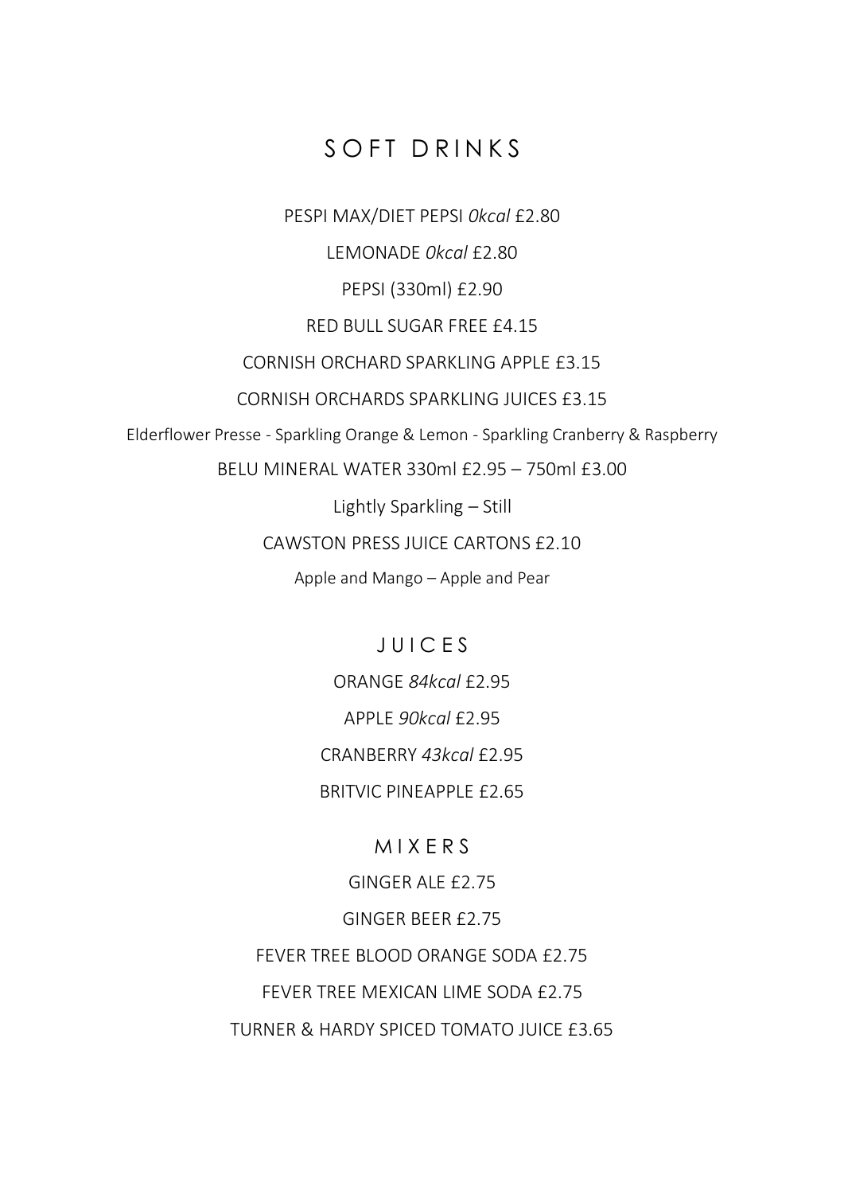# SOFT DRINKS

PESPI MAX/DIET PEPSI *0kcal* £2.80

LEMONADE *0kcal* £2.80

PEPSI (330ml) £2.90

RED BULL SUGAR FREE £4.15

CORNISH ORCHARD SPARKLING APPLE £3.15

CORNISH ORCHARDS SPARKLING JUICES £3.15

Elderflower Presse - Sparkling Orange & Lemon - Sparkling Cranberry & Raspberry

BELU MINERAL WATER 330ml £2.95 – 750ml £3.00

Lightly Sparkling – Still

CAWSTON PRESS JUICE CARTONS £2.10

Apple and Mango – Apple and Pear

## JUICES

ORANGE *84kcal* £2.95

APPLE *90kcal* £2.95

CRANBERRY *43kcal* £2.95

BRITVIC PINEAPPLE £2.65

## MIXERS

GINGER ALE £2.75

GINGER BEER £2.75

FEVER TREE BLOOD ORANGE SODA £2.75

FEVER TREE MEXICAN LIME SODA £2.75

TURNER & HARDY SPICED TOMATO JUICE £3.65